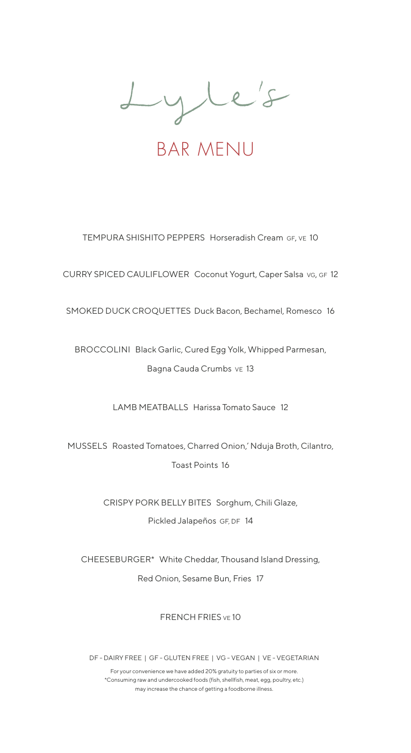# Lyle's

## BAR MENU

TEMPURA SHISHITO PEPPERS Horseradish Cream GF, VE 10

CURRY SPICED CAULIFLOWER Coconut Yogurt, Caper Salsa VG, GF 12

SMOKED DUCK CROQUETTES Duck Bacon, Bechamel, Romesco 16

BROCCOLINI Black Garlic, Cured Egg Yolk, Whipped Parmesan, Bagna Cauda Crumbs VE 13

LAMB MEATBALLS Harissa Tomato Sauce 12

MUSSELS Roasted Tomatoes, Charred Onion,' Nduja Broth, Cilantro, Toast Points 16

CRISPY PORK BELLY BITES Sorghum, Chili Glaze, Pickled Jalapeños GF, DF 14

CHEESEBURGER* White Cheddar, Thousand Island Dressing, Red Onion, Sesame Bun, Fries 17

FRENCH FRIES VE 10

DF - DAIRY FREE | GF - GLUTEN FREE | VG - VEGAN | VE - VEGETARIAN

For your convenience we have added 20% gratuity to parties of six or more.
*Consuming raw and undercooked foods (fish, shellfish, meat, egg, poultry, etc.) may increase the chance of getting a foodborne illness.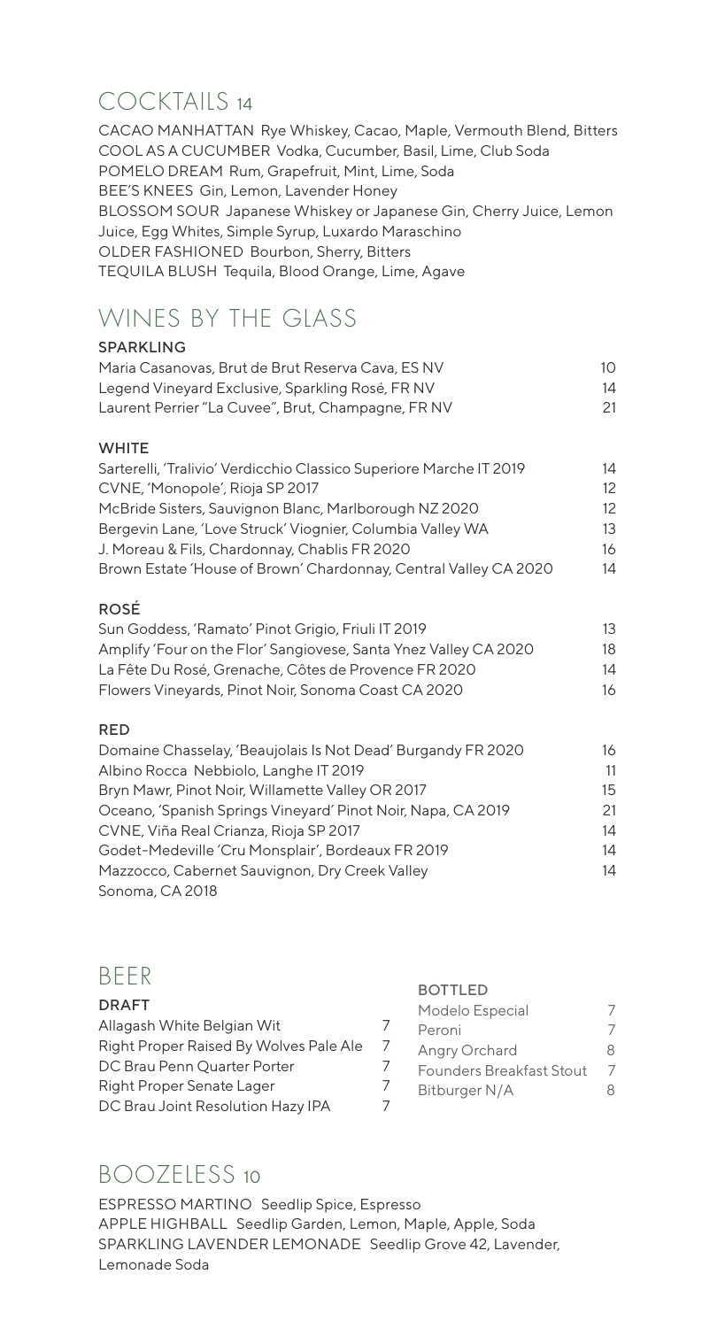## COCKTAILS 14

CACAO MANHATTAN Rye Whiskey, Cacao, Maple, Vermouth Blend, Bitters
COOL AS A CUCUMBER Vodka, Cucumber, Basil, Lime, Club Soda
POMELO DREAM Rum, Grapefruit, Mint, Lime, Soda
BEE'S KNEES Gin, Lemon, Lavender Honey
BLOSSOM SOUR Japanese Whiskey or Japanese Gin, Cherry Juice, Lemon Juice, Egg Whites, Simple Syrup, Luxardo Maraschino
OLDER FASHIONED Bourbon, Sherry, Bitters
TEQUILA BLUSH Tequila, Blood Orange, Lime, Agave

## WINES BY THE GLASS

### SPARKLING

| | |
|---|---|
| Maria Casanovas, Brut de Brut Reserva Cava, ES NV | 10 |
| Legend Vineyard Exclusive, Sparkling Rosé, FR NV | 14 |
| Laurent Perrier "La Cuvee", Brut, Champagne, FR NV | 21 |

### WHITE

| | |
|---|---|
| Sarterelli, 'Tralivio' Verdicchio Classico Superiore Marche IT 2019 | 14 |
| CVNE, 'Monopole', Rioja SP 2017 | 12 |
| McBride Sisters, Sauvignon Blanc, Marlborough NZ 2020 | 12 |
| Bergevin Lane, 'Love Struck' Viognier, Columbia Valley WA | 13 |
| J. Moreau & Fils, Chardonnay, Chablis FR 2020 | 16 |
| Brown Estate 'House of Brown' Chardonnay, Central Valley CA 2020 | 14 |

### ROSÉ

| | |
|---|---|
| Sun Goddess, 'Ramato' Pinot Grigio, Friuli IT 2019 | 13 |
| Amplify 'Four on the Flor' Sangiovese, Santa Ynez Valley CA 2020 | 18 |
| La Fête Du Rosé, Grenache, Côtes de Provence FR 2020 | 14 |
| Flowers Vineyards, Pinot Noir, Sonoma Coast CA 2020 | 16 |

### RED

| | |
|---|---|
| Domaine Chasselay, 'Beaujolais Is Not Dead' Burgandy FR 2020 | 16 |
| Albino Rocca Nebbiolo, Langhe IT 2019 | 11 |
| Bryn Mawr, Pinot Noir, Willamette Valley OR 2017 | 15 |
| Oceano, 'Spanish Springs Vineyard' Pinot Noir, Napa, CA 2019 | 21 |
| CVNE, Viña Real Crianza, Rioja SP 2017 | 14 |
| Godet-Medeville 'Cru Monsplair', Bordeaux FR 2019 | 14 |
| Mazzocco, Cabernet Sauvignon, Dry Creek Valley Sonoma, CA 2018 | 14 |

## BEER

### DRAFT

| | |
|---|---|
| Allagash White Belgian Wit | 7 |
| Right Proper Raised By Wolves Pale Ale | 7 |
| DC Brau Penn Quarter Porter | 7 |
| Right Proper Senate Lager | 7 |
| DC Brau Joint Resolution Hazy IPA | 7 |

### BOTTLED

| | |
|---|---|
| Modelo Especial | 7 |
| Peroni | 7 |
| Angry Orchard | 8 |
| Founders Breakfast Stout | 7 |
| Bitburger N/A | 8 |

## BOOZELESS 10

ESPRESSO MARTINO Seedlip Spice, Espresso
APPLE HIGHBALL Seedlip Garden, Lemon, Maple, Apple, Soda
SPARKLING LAVENDER LEMONADE Seedlip Grove 42, Lavender, Lemonade Soda